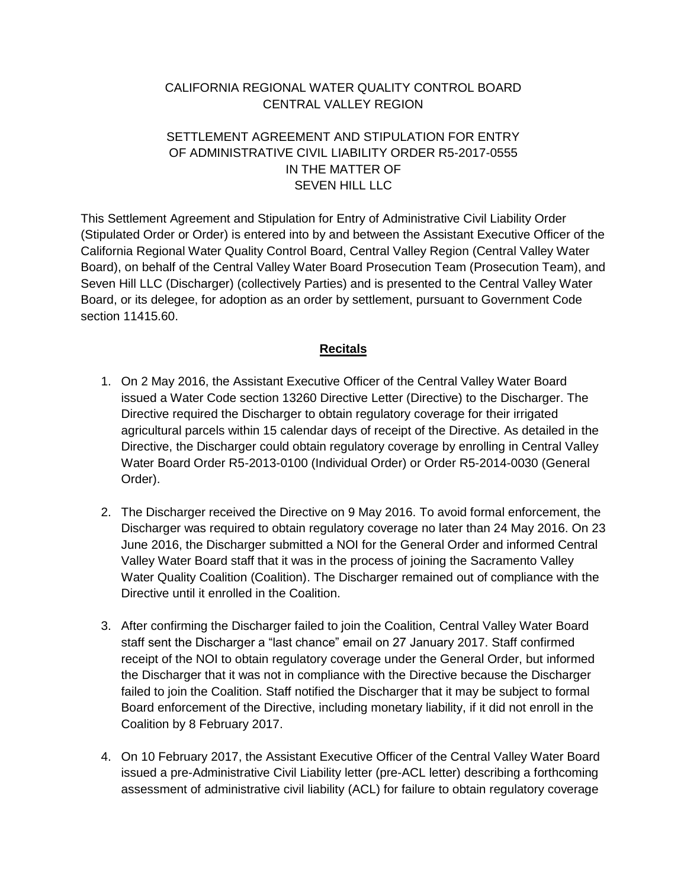CALIFORNIA REGIONAL WATER QUALITY CONTROL BOARD
CENTRAL VALLEY REGION

SETTLEMENT AGREEMENT AND STIPULATION FOR ENTRY OF ADMINISTRATIVE CIVIL LIABILITY ORDER R5-2017-0555
IN THE MATTER OF
SEVEN HILL LLC

This Settlement Agreement and Stipulation for Entry of Administrative Civil Liability Order (Stipulated Order or Order) is entered into by and between the Assistant Executive Officer of the California Regional Water Quality Control Board, Central Valley Region (Central Valley Water Board), on behalf of the Central Valley Water Board Prosecution Team (Prosecution Team), and Seven Hill LLC (Discharger) (collectively Parties) and is presented to the Central Valley Water Board, or its delegee, for adoption as an order by settlement, pursuant to Government Code section 11415.60.

## Recitals

1. On 2 May 2016, the Assistant Executive Officer of the Central Valley Water Board issued a Water Code section 13260 Directive Letter (Directive) to the Discharger. The Directive required the Discharger to obtain regulatory coverage for their irrigated agricultural parcels within 15 calendar days of receipt of the Directive. As detailed in the Directive, the Discharger could obtain regulatory coverage by enrolling in Central Valley Water Board Order R5-2013-0100 (Individual Order) or Order R5-2014-0030 (General Order).

2. The Discharger received the Directive on 9 May 2016. To avoid formal enforcement, the Discharger was required to obtain regulatory coverage no later than 24 May 2016. On 23 June 2016, the Discharger submitted a NOI for the General Order and informed Central Valley Water Board staff that it was in the process of joining the Sacramento Valley Water Quality Coalition (Coalition). The Discharger remained out of compliance with the Directive until it enrolled in the Coalition.

3. After confirming the Discharger failed to join the Coalition, Central Valley Water Board staff sent the Discharger a "last chance" email on 27 January 2017. Staff confirmed receipt of the NOI to obtain regulatory coverage under the General Order, but informed the Discharger that it was not in compliance with the Directive because the Discharger failed to join the Coalition. Staff notified the Discharger that it may be subject to formal Board enforcement of the Directive, including monetary liability, if it did not enroll in the Coalition by 8 February 2017.

4. On 10 February 2017, the Assistant Executive Officer of the Central Valley Water Board issued a pre-Administrative Civil Liability letter (pre-ACL letter) describing a forthcoming assessment of administrative civil liability (ACL) for failure to obtain regulatory coverage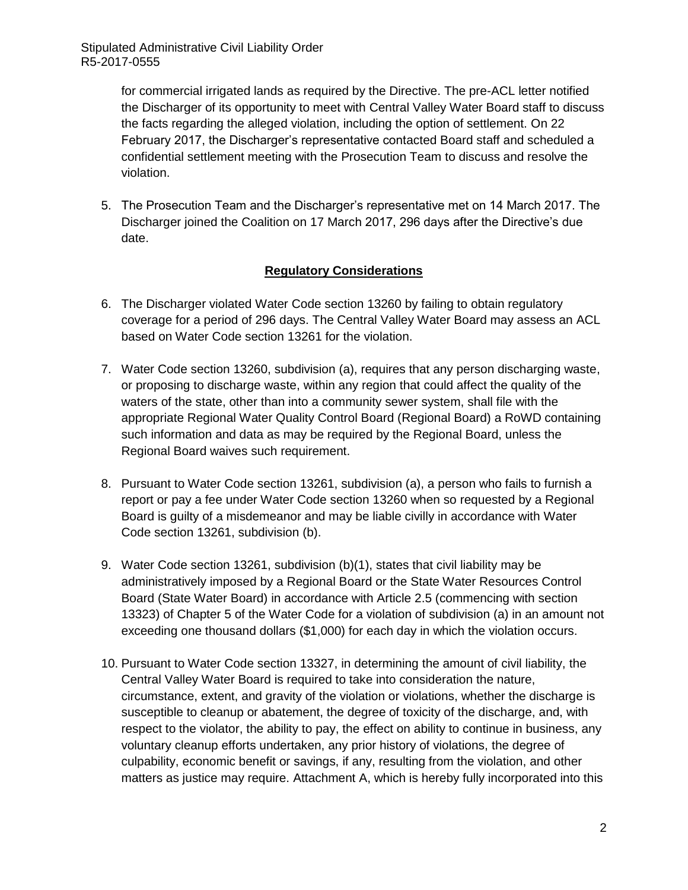for commercial irrigated lands as required by the Directive. The pre-ACL letter notified the Discharger of its opportunity to meet with Central Valley Water Board staff to discuss the facts regarding the alleged violation, including the option of settlement. On 22 February 2017, the Discharger's representative contacted Board staff and scheduled a confidential settlement meeting with the Prosecution Team to discuss and resolve the violation.

5. The Prosecution Team and the Discharger's representative met on 14 March 2017. The Discharger joined the Coalition on 17 March 2017, 296 days after the Directive's due date.

## Regulatory Considerations

6. The Discharger violated Water Code section 13260 by failing to obtain regulatory coverage for a period of 296 days. The Central Valley Water Board may assess an ACL based on Water Code section 13261 for the violation.

7. Water Code section 13260, subdivision (a), requires that any person discharging waste, or proposing to discharge waste, within any region that could affect the quality of the waters of the state, other than into a community sewer system, shall file with the appropriate Regional Water Quality Control Board (Regional Board) a RoWD containing such information and data as may be required by the Regional Board, unless the Regional Board waives such requirement.

8. Pursuant to Water Code section 13261, subdivision (a), a person who fails to furnish a report or pay a fee under Water Code section 13260 when so requested by a Regional Board is guilty of a misdemeanor and may be liable civilly in accordance with Water Code section 13261, subdivision (b).

9. Water Code section 13261, subdivision (b)(1), states that civil liability may be administratively imposed by a Regional Board or the State Water Resources Control Board (State Water Board) in accordance with Article 2.5 (commencing with section 13323) of Chapter 5 of the Water Code for a violation of subdivision (a) in an amount not exceeding one thousand dollars ($1,000) for each day in which the violation occurs.

10. Pursuant to Water Code section 13327, in determining the amount of civil liability, the Central Valley Water Board is required to take into consideration the nature, circumstance, extent, and gravity of the violation or violations, whether the discharge is susceptible to cleanup or abatement, the degree of toxicity of the discharge, and, with respect to the violator, the ability to pay, the effect on ability to continue in business, any voluntary cleanup efforts undertaken, any prior history of violations, the degree of culpability, economic benefit or savings, if any, resulting from the violation, and other matters as justice may require. Attachment A, which is hereby fully incorporated into this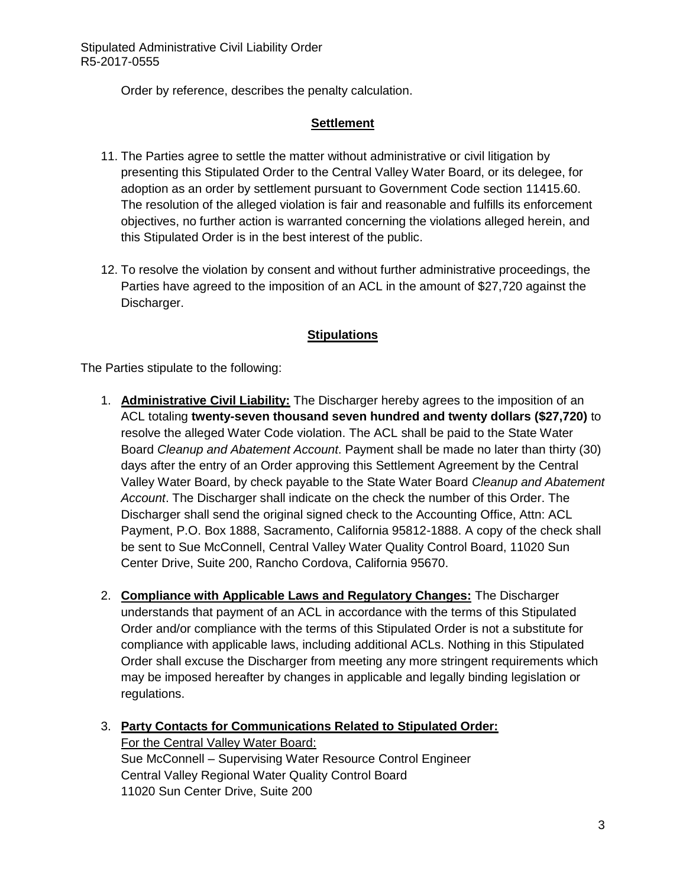Order by reference, describes the penalty calculation.

## Settlement

11. The Parties agree to settle the matter without administrative or civil litigation by presenting this Stipulated Order to the Central Valley Water Board, or its delegee, for adoption as an order by settlement pursuant to Government Code section 11415.60. The resolution of the alleged violation is fair and reasonable and fulfills its enforcement objectives, no further action is warranted concerning the violations alleged herein, and this Stipulated Order is in the best interest of the public.

12. To resolve the violation by consent and without further administrative proceedings, the Parties have agreed to the imposition of an ACL in the amount of $27,720 against the Discharger.

## Stipulations

The Parties stipulate to the following:

1. **Administrative Civil Liability:** The Discharger hereby agrees to the imposition of an ACL totaling **twenty-seven thousand seven hundred and twenty dollars ($27,720)** to resolve the alleged Water Code violation. The ACL shall be paid to the State Water Board *Cleanup and Abatement Account*. Payment shall be made no later than thirty (30) days after the entry of an Order approving this Settlement Agreement by the Central Valley Water Board, by check payable to the State Water Board *Cleanup and Abatement Account*. The Discharger shall indicate on the check the number of this Order. The Discharger shall send the original signed check to the Accounting Office, Attn: ACL Payment, P.O. Box 1888, Sacramento, California 95812-1888. A copy of the check shall be sent to Sue McConnell, Central Valley Water Quality Control Board, 11020 Sun Center Drive, Suite 200, Rancho Cordova, California 95670.

2. **Compliance with Applicable Laws and Regulatory Changes:** The Discharger understands that payment of an ACL in accordance with the terms of this Stipulated Order and/or compliance with the terms of this Stipulated Order is not a substitute for compliance with applicable laws, including additional ACLs. Nothing in this Stipulated Order shall excuse the Discharger from meeting any more stringent requirements which may be imposed hereafter by changes in applicable and legally binding legislation or regulations.

3. **Party Contacts for Communications Related to Stipulated Order:**
   For the Central Valley Water Board:
   Sue McConnell – Supervising Water Resource Control Engineer
   Central Valley Regional Water Quality Control Board
   11020 Sun Center Drive, Suite 200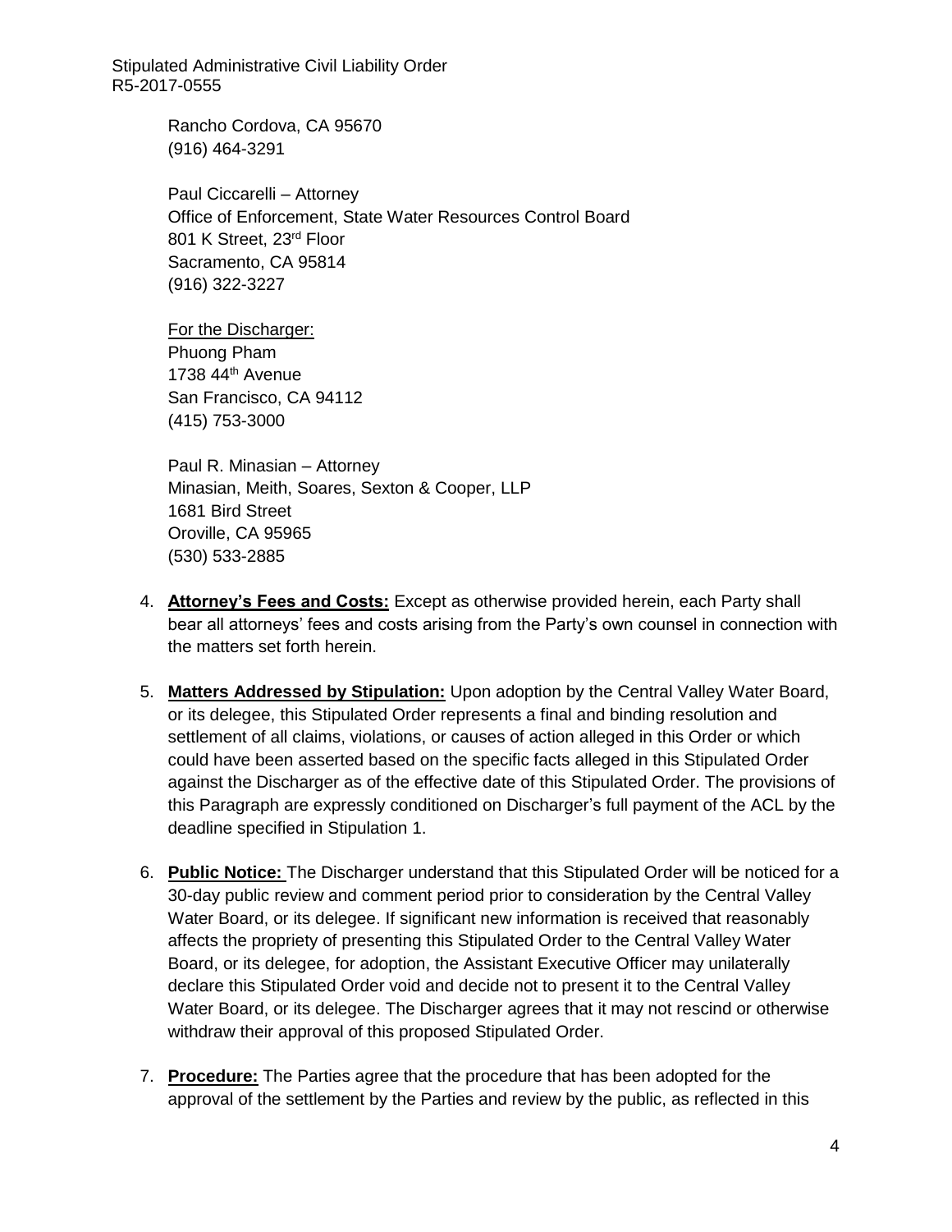Rancho Cordova, CA 95670
(916) 464-3291

Paul Ciccarelli – Attorney
Office of Enforcement, State Water Resources Control Board
801 K Street, 23rd Floor
Sacramento, CA 95814
(916) 322-3227

For the Discharger:
Phuong Pham
1738 44th Avenue
San Francisco, CA 94112
(415) 753-3000

Paul R. Minasian – Attorney
Minasian, Meith, Soares, Sexton & Cooper, LLP
1681 Bird Street
Oroville, CA 95965
(530) 533-2885

4. **Attorney's Fees and Costs:** Except as otherwise provided herein, each Party shall bear all attorneys' fees and costs arising from the Party's own counsel in connection with the matters set forth herein.

5. **Matters Addressed by Stipulation:** Upon adoption by the Central Valley Water Board, or its delegee, this Stipulated Order represents a final and binding resolution and settlement of all claims, violations, or causes of action alleged in this Order or which could have been asserted based on the specific facts alleged in this Stipulated Order against the Discharger as of the effective date of this Stipulated Order. The provisions of this Paragraph are expressly conditioned on Discharger's full payment of the ACL by the deadline specified in Stipulation 1.

6. **Public Notice:** The Discharger understand that this Stipulated Order will be noticed for a 30-day public review and comment period prior to consideration by the Central Valley Water Board, or its delegee. If significant new information is received that reasonably affects the propriety of presenting this Stipulated Order to the Central Valley Water Board, or its delegee, for adoption, the Assistant Executive Officer may unilaterally declare this Stipulated Order void and decide not to present it to the Central Valley Water Board, or its delegee. The Discharger agrees that it may not rescind or otherwise withdraw their approval of this proposed Stipulated Order.

7. **Procedure:** The Parties agree that the procedure that has been adopted for the approval of the settlement by the Parties and review by the public, as reflected in this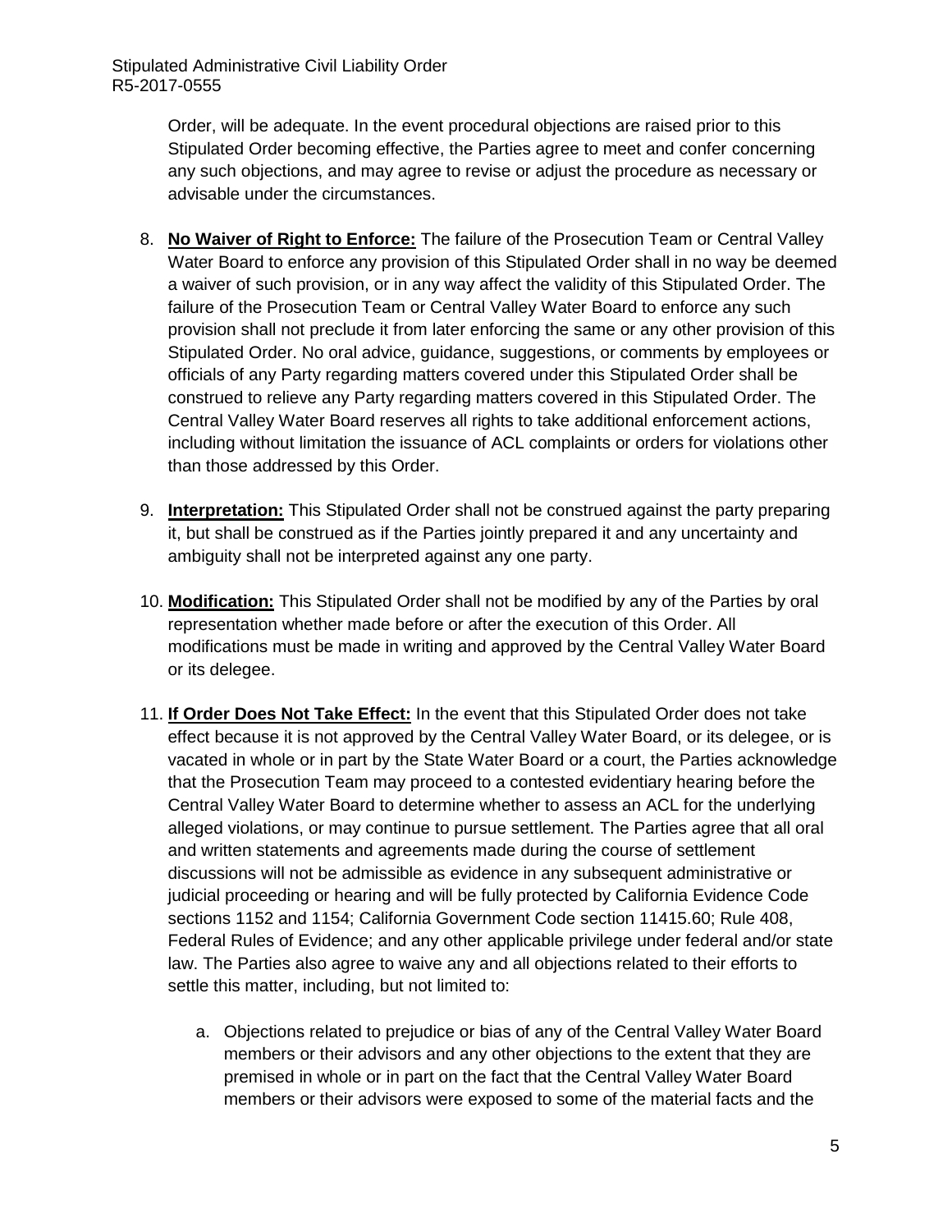Order, will be adequate. In the event procedural objections are raised prior to this Stipulated Order becoming effective, the Parties agree to meet and confer concerning any such objections, and may agree to revise or adjust the procedure as necessary or advisable under the circumstances.

8. **No Waiver of Right to Enforce:** The failure of the Prosecution Team or Central Valley Water Board to enforce any provision of this Stipulated Order shall in no way be deemed a waiver of such provision, or in any way affect the validity of this Stipulated Order. The failure of the Prosecution Team or Central Valley Water Board to enforce any such provision shall not preclude it from later enforcing the same or any other provision of this Stipulated Order. No oral advice, guidance, suggestions, or comments by employees or officials of any Party regarding matters covered under this Stipulated Order shall be construed to relieve any Party regarding matters covered in this Stipulated Order. The Central Valley Water Board reserves all rights to take additional enforcement actions, including without limitation the issuance of ACL complaints or orders for violations other than those addressed by this Order.

9. **Interpretation:** This Stipulated Order shall not be construed against the party preparing it, but shall be construed as if the Parties jointly prepared it and any uncertainty and ambiguity shall not be interpreted against any one party.

10. **Modification:** This Stipulated Order shall not be modified by any of the Parties by oral representation whether made before or after the execution of this Order. All modifications must be made in writing and approved by the Central Valley Water Board or its delegee.

11. **If Order Does Not Take Effect:** In the event that this Stipulated Order does not take effect because it is not approved by the Central Valley Water Board, or its delegee, or is vacated in whole or in part by the State Water Board or a court, the Parties acknowledge that the Prosecution Team may proceed to a contested evidentiary hearing before the Central Valley Water Board to determine whether to assess an ACL for the underlying alleged violations, or may continue to pursue settlement. The Parties agree that all oral and written statements and agreements made during the course of settlement discussions will not be admissible as evidence in any subsequent administrative or judicial proceeding or hearing and will be fully protected by California Evidence Code sections 1152 and 1154; California Government Code section 11415.60; Rule 408, Federal Rules of Evidence; and any other applicable privilege under federal and/or state law. The Parties also agree to waive any and all objections related to their efforts to settle this matter, including, but not limited to:

    a. Objections related to prejudice or bias of any of the Central Valley Water Board members or their advisors and any other objections to the extent that they are premised in whole or in part on the fact that the Central Valley Water Board members or their advisors were exposed to some of the material facts and the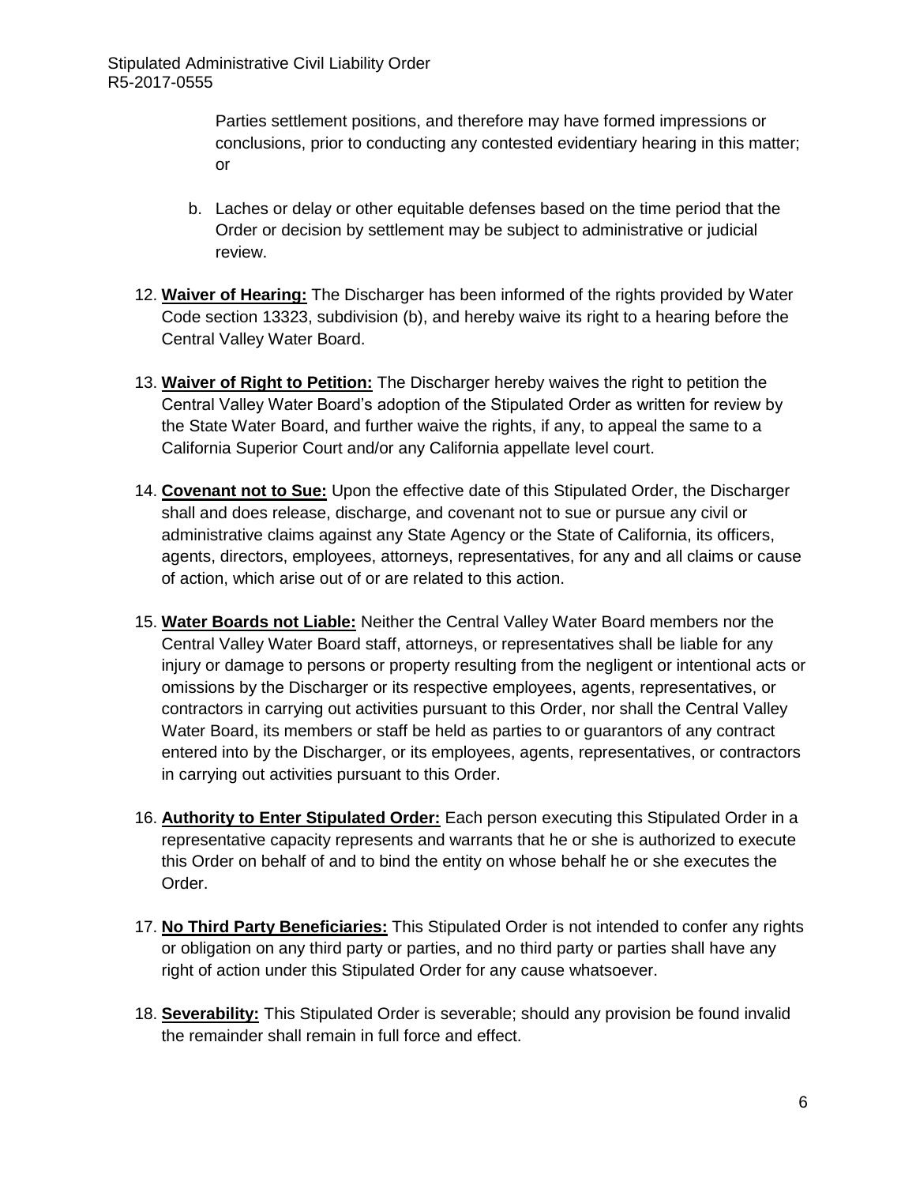Parties settlement positions, and therefore may have formed impressions or conclusions, prior to conducting any contested evidentiary hearing in this matter; or

b. Laches or delay or other equitable defenses based on the time period that the Order or decision by settlement may be subject to administrative or judicial review.

12. **Waiver of Hearing:** The Discharger has been informed of the rights provided by Water Code section 13323, subdivision (b), and hereby waive its right to a hearing before the Central Valley Water Board.

13. **Waiver of Right to Petition:** The Discharger hereby waives the right to petition the Central Valley Water Board's adoption of the Stipulated Order as written for review by the State Water Board, and further waive the rights, if any, to appeal the same to a California Superior Court and/or any California appellate level court.

14. **Covenant not to Sue:** Upon the effective date of this Stipulated Order, the Discharger shall and does release, discharge, and covenant not to sue or pursue any civil or administrative claims against any State Agency or the State of California, its officers, agents, directors, employees, attorneys, representatives, for any and all claims or cause of action, which arise out of or are related to this action.

15. **Water Boards not Liable:** Neither the Central Valley Water Board members nor the Central Valley Water Board staff, attorneys, or representatives shall be liable for any injury or damage to persons or property resulting from the negligent or intentional acts or omissions by the Discharger or its respective employees, agents, representatives, or contractors in carrying out activities pursuant to this Order, nor shall the Central Valley Water Board, its members or staff be held as parties to or guarantors of any contract entered into by the Discharger, or its employees, agents, representatives, or contractors in carrying out activities pursuant to this Order.

16. **Authority to Enter Stipulated Order:** Each person executing this Stipulated Order in a representative capacity represents and warrants that he or she is authorized to execute this Order on behalf of and to bind the entity on whose behalf he or she executes the Order.

17. **No Third Party Beneficiaries:** This Stipulated Order is not intended to confer any rights or obligation on any third party or parties, and no third party or parties shall have any right of action under this Stipulated Order for any cause whatsoever.

18. **Severability:** This Stipulated Order is severable; should any provision be found invalid the remainder shall remain in full force and effect.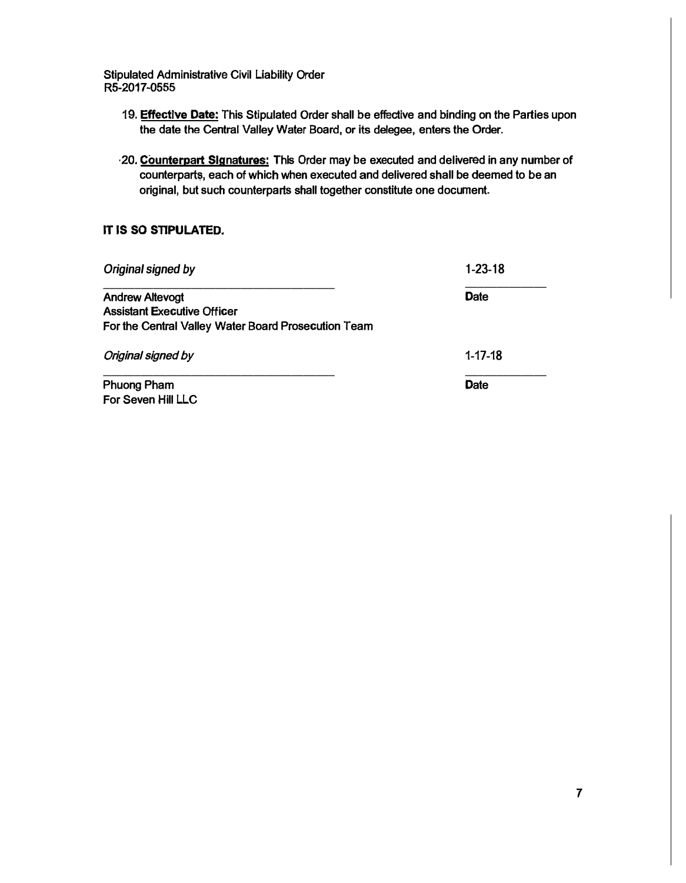19. **Effective Date:** This Stipulated Order shall be effective and binding on the Parties upon the date the Central Valley Water Board, or its delegee, enters the Order.

20. **Counterpart Signatures:** This Order may be executed and delivered in any number of counterparts, each of which when executed and delivered shall be deemed to be an original, but such counterparts shall together constitute one document.

**IT IS SO STIPULATED.**

*Original signed by* 1-23-18

\_\_\_\_\_\_\_\_\_\_\_\_\_\_\_\_\_\_\_\_\_\_\_\_\_\_\_\_\_\_\_\_\_\_\_\_\_\_ \_\_\_\_\_\_\_\_\_\_\_\_

Andrew Altevogt **Date**
Assistant Executive Officer
For the Central Valley Water Board Prosecution Team

*Original signed by* 1-17-18

\_\_\_\_\_\_\_\_\_\_\_\_\_\_\_\_\_\_\_\_\_\_\_\_\_\_\_\_\_\_\_\_\_\_\_\_\_\_ \_\_\_\_\_\_\_\_\_\_\_\_

Phuong Pham **Date**
For Seven Hill LLC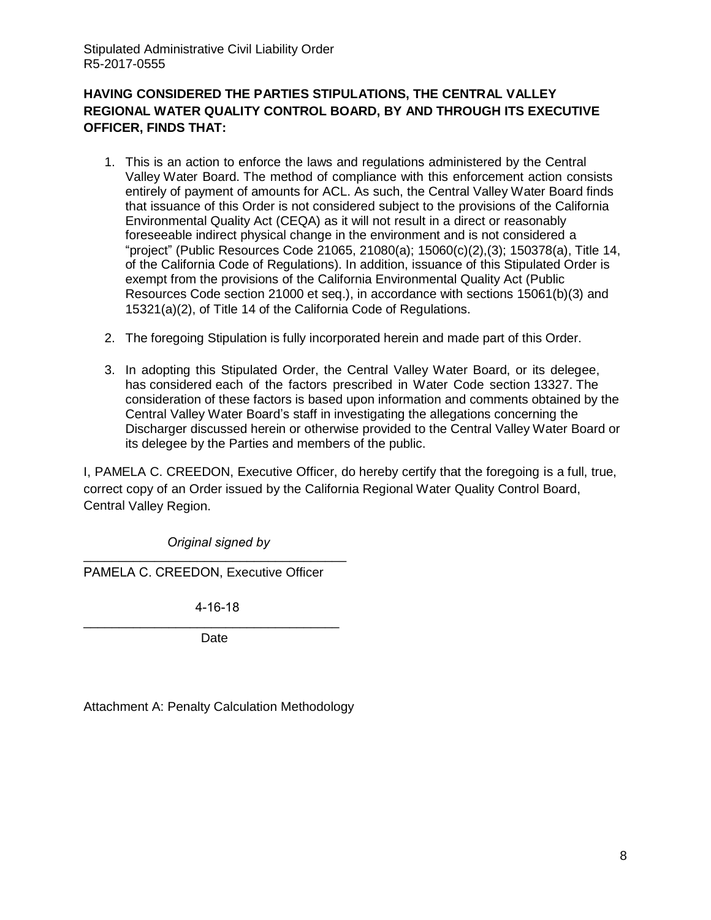**HAVING CONSIDERED THE PARTIES STIPULATIONS, THE CENTRAL VALLEY REGIONAL WATER QUALITY CONTROL BOARD, BY AND THROUGH ITS EXECUTIVE OFFICER, FINDS THAT:**

1. This is an action to enforce the laws and regulations administered by the Central Valley Water Board. The method of compliance with this enforcement action consists entirely of payment of amounts for ACL. As such, the Central Valley Water Board finds that issuance of this Order is not considered subject to the provisions of the California Environmental Quality Act (CEQA) as it will not result in a direct or reasonably foreseeable indirect physical change in the environment and is not considered a "project" (Public Resources Code 21065, 21080(a); 15060(c)(2),(3); 150378(a), Title 14, of the California Code of Regulations). In addition, issuance of this Stipulated Order is exempt from the provisions of the California Environmental Quality Act (Public Resources Code section 21000 et seq.), in accordance with sections 15061(b)(3) and 15321(a)(2), of Title 14 of the California Code of Regulations.

2. The foregoing Stipulation is fully incorporated herein and made part of this Order.

3. In adopting this Stipulated Order, the Central Valley Water Board, or its delegee, has considered each of the factors prescribed in Water Code section 13327. The consideration of these factors is based upon information and comments obtained by the Central Valley Water Board's staff in investigating the allegations concerning the Discharger discussed herein or otherwise provided to the Central Valley Water Board or its delegee by the Parties and members of the public.

I, PAMELA C. CREEDON, Executive Officer, do hereby certify that the foregoing is a full, true, correct copy of an Order issued by the California Regional Water Quality Control Board, Central Valley Region.

*Original signed by*

PAMELA C. CREEDON, Executive Officer

4-16-18

Date

Attachment A: Penalty Calculation Methodology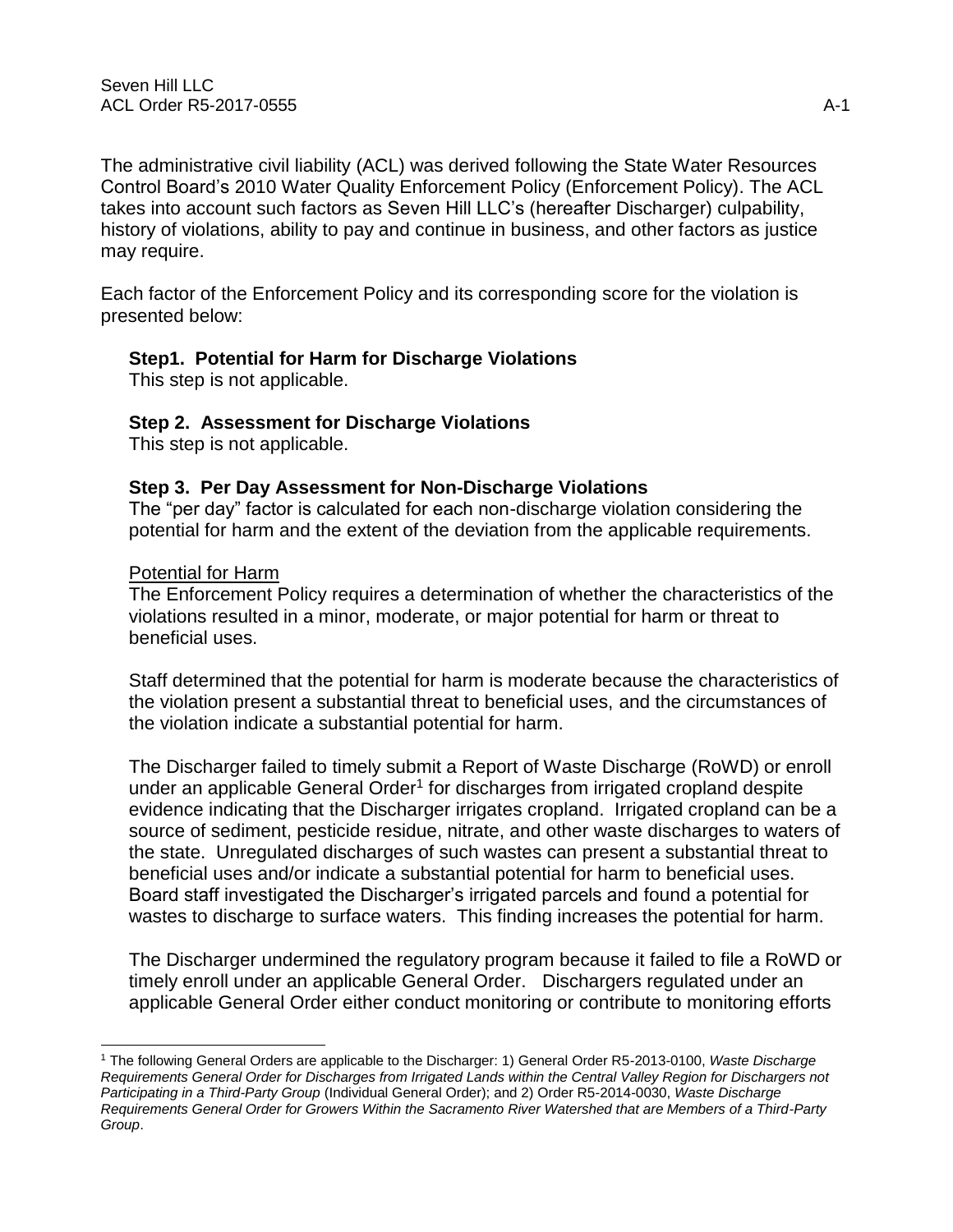The administrative civil liability (ACL) was derived following the State Water Resources Control Board's 2010 Water Quality Enforcement Policy (Enforcement Policy). The ACL takes into account such factors as Seven Hill LLC's (hereafter Discharger) culpability, history of violations, ability to pay and continue in business, and other factors as justice may require.

Each factor of the Enforcement Policy and its corresponding score for the violation is presented below:

**Step1. Potential for Harm for Discharge Violations**

This step is not applicable.

**Step 2. Assessment for Discharge Violations**

This step is not applicable.

**Step 3. Per Day Assessment for Non-Discharge Violations**

The "per day" factor is calculated for each non-discharge violation considering the potential for harm and the extent of the deviation from the applicable requirements.

Potential for Harm

The Enforcement Policy requires a determination of whether the characteristics of the violations resulted in a minor, moderate, or major potential for harm or threat to beneficial uses.

Staff determined that the potential for harm is moderate because the characteristics of the violation present a substantial threat to beneficial uses, and the circumstances of the violation indicate a substantial potential for harm.

The Discharger failed to timely submit a Report of Waste Discharge (RoWD) or enroll under an applicable General Order[1] for discharges from irrigated cropland despite evidence indicating that the Discharger irrigates cropland. Irrigated cropland can be a source of sediment, pesticide residue, nitrate, and other waste discharges to waters of the state. Unregulated discharges of such wastes can present a substantial threat to beneficial uses and/or indicate a substantial potential for harm to beneficial uses. Board staff investigated the Discharger's irrigated parcels and found a potential for wastes to discharge to surface waters. This finding increases the potential for harm.

The Discharger undermined the regulatory program because it failed to file a RoWD or timely enroll under an applicable General Order. Dischargers regulated under an applicable General Order either conduct monitoring or contribute to monitoring efforts

---

[1] The following General Orders are applicable to the Discharger: 1) General Order R5-2013-0100, *Waste Discharge Requirements General Order for Discharges from Irrigated Lands within the Central Valley Region for Dischargers not Participating in a Third-Party Group* (Individual General Order); and 2) Order R5-2014-0030, *Waste Discharge Requirements General Order for Growers Within the Sacramento River Watershed that are Members of a Third-Party Group*.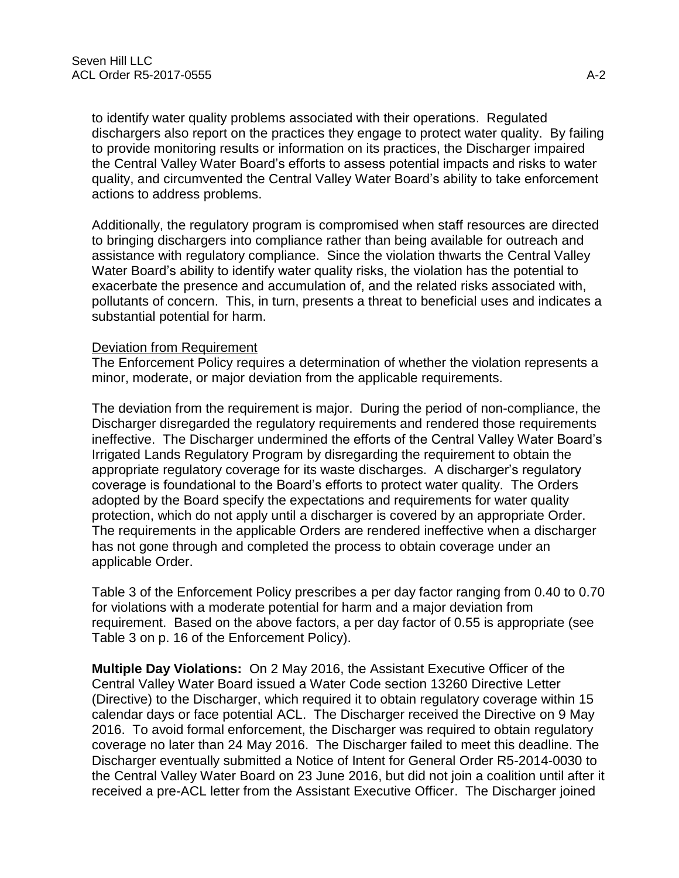to identify water quality problems associated with their operations. Regulated dischargers also report on the practices they engage to protect water quality. By failing to provide monitoring results or information on its practices, the Discharger impaired the Central Valley Water Board's efforts to assess potential impacts and risks to water quality, and circumvented the Central Valley Water Board's ability to take enforcement actions to address problems.

Additionally, the regulatory program is compromised when staff resources are directed to bringing dischargers into compliance rather than being available for outreach and assistance with regulatory compliance. Since the violation thwarts the Central Valley Water Board's ability to identify water quality risks, the violation has the potential to exacerbate the presence and accumulation of, and the related risks associated with, pollutants of concern. This, in turn, presents a threat to beneficial uses and indicates a substantial potential for harm.

Deviation from Requirement

The Enforcement Policy requires a determination of whether the violation represents a minor, moderate, or major deviation from the applicable requirements.

The deviation from the requirement is major. During the period of non-compliance, the Discharger disregarded the regulatory requirements and rendered those requirements ineffective. The Discharger undermined the efforts of the Central Valley Water Board's Irrigated Lands Regulatory Program by disregarding the requirement to obtain the appropriate regulatory coverage for its waste discharges. A discharger's regulatory coverage is foundational to the Board's efforts to protect water quality. The Orders adopted by the Board specify the expectations and requirements for water quality protection, which do not apply until a discharger is covered by an appropriate Order. The requirements in the applicable Orders are rendered ineffective when a discharger has not gone through and completed the process to obtain coverage under an applicable Order.

Table 3 of the Enforcement Policy prescribes a per day factor ranging from 0.40 to 0.70 for violations with a moderate potential for harm and a major deviation from requirement. Based on the above factors, a per day factor of 0.55 is appropriate (see Table 3 on p. 16 of the Enforcement Policy).

**Multiple Day Violations:** On 2 May 2016, the Assistant Executive Officer of the Central Valley Water Board issued a Water Code section 13260 Directive Letter (Directive) to the Discharger, which required it to obtain regulatory coverage within 15 calendar days or face potential ACL. The Discharger received the Directive on 9 May 2016. To avoid formal enforcement, the Discharger was required to obtain regulatory coverage no later than 24 May 2016. The Discharger failed to meet this deadline. The Discharger eventually submitted a Notice of Intent for General Order R5-2014-0030 to the Central Valley Water Board on 23 June 2016, but did not join a coalition until after it received a pre-ACL letter from the Assistant Executive Officer. The Discharger joined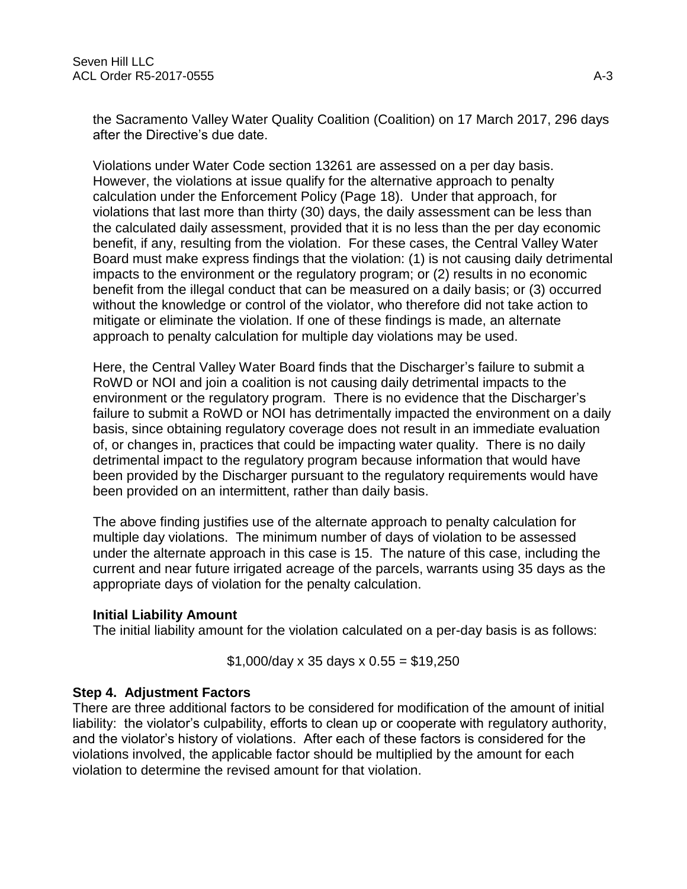the Sacramento Valley Water Quality Coalition (Coalition) on 17 March 2017, 296 days after the Directive's due date.

Violations under Water Code section 13261 are assessed on a per day basis. However, the violations at issue qualify for the alternative approach to penalty calculation under the Enforcement Policy (Page 18). Under that approach, for violations that last more than thirty (30) days, the daily assessment can be less than the calculated daily assessment, provided that it is no less than the per day economic benefit, if any, resulting from the violation. For these cases, the Central Valley Water Board must make express findings that the violation: (1) is not causing daily detrimental impacts to the environment or the regulatory program; or (2) results in no economic benefit from the illegal conduct that can be measured on a daily basis; or (3) occurred without the knowledge or control of the violator, who therefore did not take action to mitigate or eliminate the violation. If one of these findings is made, an alternate approach to penalty calculation for multiple day violations may be used.

Here, the Central Valley Water Board finds that the Discharger's failure to submit a RoWD or NOI and join a coalition is not causing daily detrimental impacts to the environment or the regulatory program. There is no evidence that the Discharger's failure to submit a RoWD or NOI has detrimentally impacted the environment on a daily basis, since obtaining regulatory coverage does not result in an immediate evaluation of, or changes in, practices that could be impacting water quality. There is no daily detrimental impact to the regulatory program because information that would have been provided by the Discharger pursuant to the regulatory requirements would have been provided on an intermittent, rather than daily basis.

The above finding justifies use of the alternate approach to penalty calculation for multiple day violations. The minimum number of days of violation to be assessed under the alternate approach in this case is 15. The nature of this case, including the current and near future irrigated acreage of the parcels, warrants using 35 days as the appropriate days of violation for the penalty calculation.

**Initial Liability Amount**

The initial liability amount for the violation calculated on a per-day basis is as follows:

$1,000/day x 35 days x 0.55 = $19,250

### Step 4. Adjustment Factors

There are three additional factors to be considered for modification of the amount of initial liability: the violator's culpability, efforts to clean up or cooperate with regulatory authority, and the violator's history of violations. After each of these factors is considered for the violations involved, the applicable factor should be multiplied by the amount for each violation to determine the revised amount for that violation.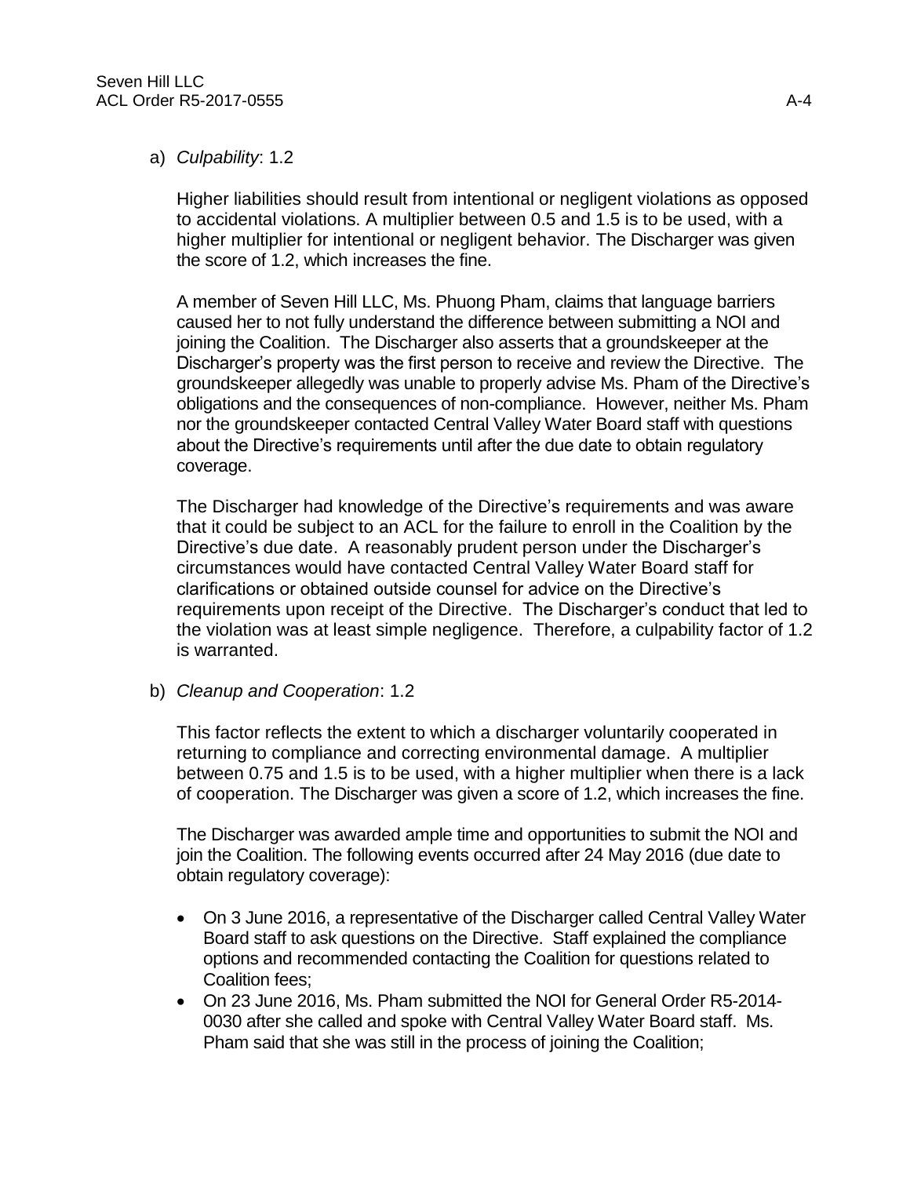a) *Culpability*: 1.2

Higher liabilities should result from intentional or negligent violations as opposed to accidental violations. A multiplier between 0.5 and 1.5 is to be used, with a higher multiplier for intentional or negligent behavior. The Discharger was given the score of 1.2, which increases the fine.

A member of Seven Hill LLC, Ms. Phuong Pham, claims that language barriers caused her to not fully understand the difference between submitting a NOI and joining the Coalition. The Discharger also asserts that a groundskeeper at the Discharger's property was the first person to receive and review the Directive. The groundskeeper allegedly was unable to properly advise Ms. Pham of the Directive's obligations and the consequences of non-compliance. However, neither Ms. Pham nor the groundskeeper contacted Central Valley Water Board staff with questions about the Directive's requirements until after the due date to obtain regulatory coverage.

The Discharger had knowledge of the Directive's requirements and was aware that it could be subject to an ACL for the failure to enroll in the Coalition by the Directive's due date. A reasonably prudent person under the Discharger's circumstances would have contacted Central Valley Water Board staff for clarifications or obtained outside counsel for advice on the Directive's requirements upon receipt of the Directive. The Discharger's conduct that led to the violation was at least simple negligence. Therefore, a culpability factor of 1.2 is warranted.

b) *Cleanup and Cooperation*: 1.2

This factor reflects the extent to which a discharger voluntarily cooperated in returning to compliance and correcting environmental damage. A multiplier between 0.75 and 1.5 is to be used, with a higher multiplier when there is a lack of cooperation. The Discharger was given a score of 1.2, which increases the fine.

The Discharger was awarded ample time and opportunities to submit the NOI and join the Coalition. The following events occurred after 24 May 2016 (due date to obtain regulatory coverage):

- On 3 June 2016, a representative of the Discharger called Central Valley Water Board staff to ask questions on the Directive. Staff explained the compliance options and recommended contacting the Coalition for questions related to Coalition fees;
- On 23 June 2016, Ms. Pham submitted the NOI for General Order R5-2014-0030 after she called and spoke with Central Valley Water Board staff. Ms. Pham said that she was still in the process of joining the Coalition;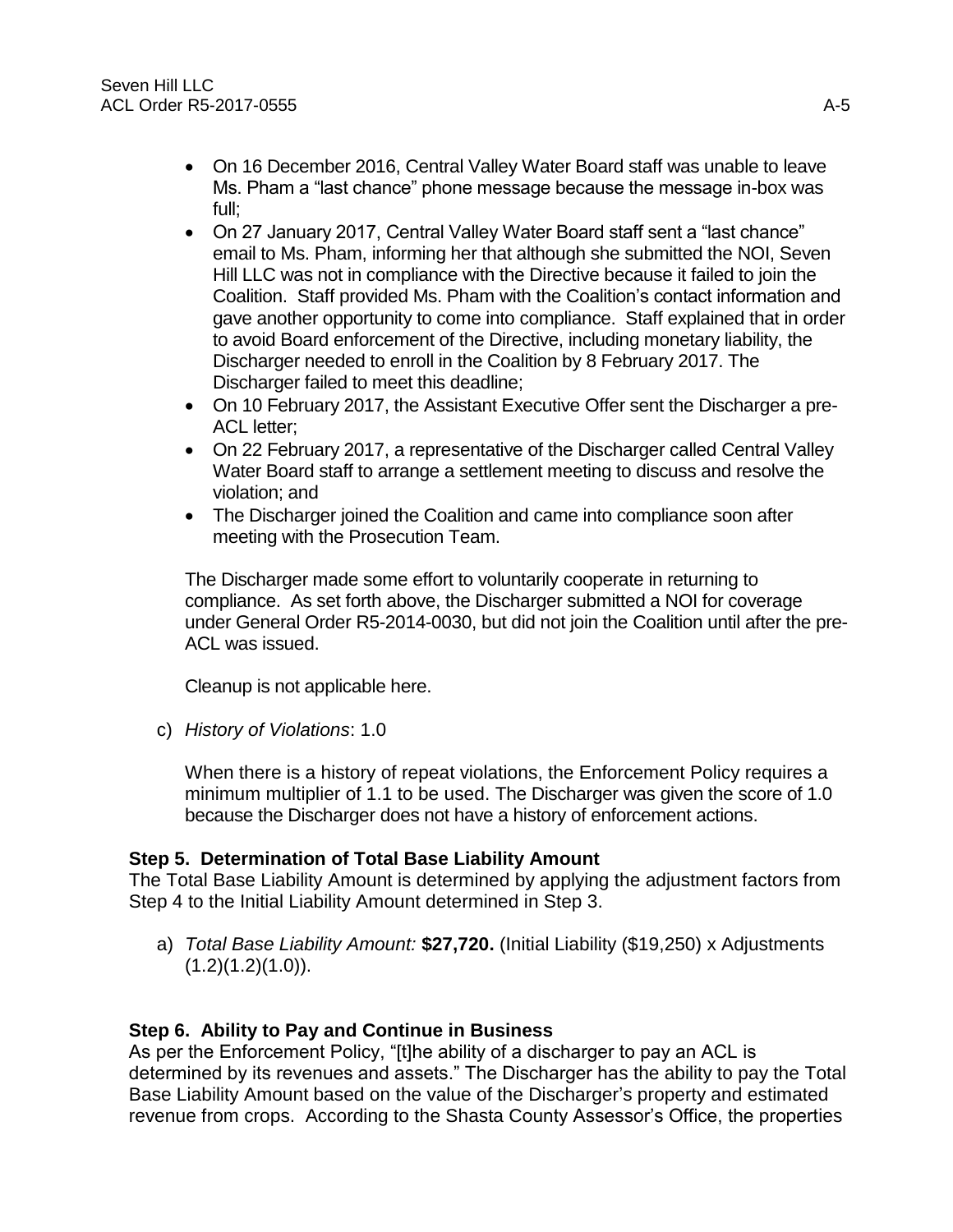- On 16 December 2016, Central Valley Water Board staff was unable to leave Ms. Pham a "last chance" phone message because the message in-box was full;
- On 27 January 2017, Central Valley Water Board staff sent a "last chance" email to Ms. Pham, informing her that although she submitted the NOI, Seven Hill LLC was not in compliance with the Directive because it failed to join the Coalition. Staff provided Ms. Pham with the Coalition's contact information and gave another opportunity to come into compliance. Staff explained that in order to avoid Board enforcement of the Directive, including monetary liability, the Discharger needed to enroll in the Coalition by 8 February 2017. The Discharger failed to meet this deadline;
- On 10 February 2017, the Assistant Executive Offer sent the Discharger a pre-ACL letter;
- On 22 February 2017, a representative of the Discharger called Central Valley Water Board staff to arrange a settlement meeting to discuss and resolve the violation; and
- The Discharger joined the Coalition and came into compliance soon after meeting with the Prosecution Team.

The Discharger made some effort to voluntarily cooperate in returning to compliance. As set forth above, the Discharger submitted a NOI for coverage under General Order R5-2014-0030, but did not join the Coalition until after the pre-ACL was issued.

Cleanup is not applicable here.

c) *History of Violations*: 1.0

When there is a history of repeat violations, the Enforcement Policy requires a minimum multiplier of 1.1 to be used. The Discharger was given the score of 1.0 because the Discharger does not have a history of enforcement actions.

**Step 5. Determination of Total Base Liability Amount**

The Total Base Liability Amount is determined by applying the adjustment factors from Step 4 to the Initial Liability Amount determined in Step 3.

a) *Total Base Liability Amount:* **$27,720.** (Initial Liability ($19,250) x Adjustments (1.2)(1.2)(1.0)).

**Step 6. Ability to Pay and Continue in Business**

As per the Enforcement Policy, "[t]he ability of a discharger to pay an ACL is determined by its revenues and assets." The Discharger has the ability to pay the Total Base Liability Amount based on the value of the Discharger's property and estimated revenue from crops. According to the Shasta County Assessor's Office, the properties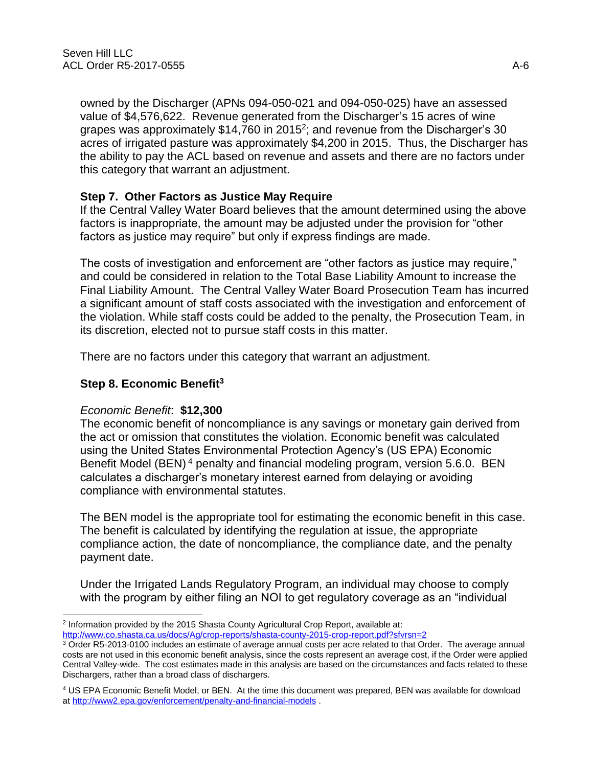owned by the Discharger (APNs 094-050-021 and 094-050-025) have an assessed value of $4,576,622. Revenue generated from the Discharger's 15 acres of wine grapes was approximately $14,760 in 2015[2]; and revenue from the Discharger's 30 acres of irrigated pasture was approximately $4,200 in 2015. Thus, the Discharger has the ability to pay the ACL based on revenue and assets and there are no factors under this category that warrant an adjustment.

**Step 7. Other Factors as Justice May Require**

If the Central Valley Water Board believes that the amount determined using the above factors is inappropriate, the amount may be adjusted under the provision for "other factors as justice may require" but only if express findings are made.

The costs of investigation and enforcement are "other factors as justice may require," and could be considered in relation to the Total Base Liability Amount to increase the Final Liability Amount. The Central Valley Water Board Prosecution Team has incurred a significant amount of staff costs associated with the investigation and enforcement of the violation. While staff costs could be added to the penalty, the Prosecution Team, in its discretion, elected not to pursue staff costs in this matter.

There are no factors under this category that warrant an adjustment.

**Step 8. Economic Benefit[3]**

*Economic Benefit*: **$12,300**

The economic benefit of noncompliance is any savings or monetary gain derived from the act or omission that constitutes the violation. Economic benefit was calculated using the United States Environmental Protection Agency's (US EPA) Economic Benefit Model (BEN)[4] penalty and financial modeling program, version 5.6.0. BEN calculates a discharger's monetary interest earned from delaying or avoiding compliance with environmental statutes.

The BEN model is the appropriate tool for estimating the economic benefit in this case. The benefit is calculated by identifying the regulation at issue, the appropriate compliance action, the date of noncompliance, the compliance date, and the penalty payment date.

Under the Irrigated Lands Regulatory Program, an individual may choose to comply with the program by either filing an NOI to get regulatory coverage as an "individual

---

[2] Information provided by the 2015 Shasta County Agricultural Crop Report, available at: http://www.co.shasta.ca.us/docs/Ag/crop-reports/shasta-county-2015-crop-report.pdf?sfvrsn=2

[3] Order R5-2013-0100 includes an estimate of average annual costs per acre related to that Order. The average annual costs are not used in this economic benefit analysis, since the costs represent an average cost, if the Order were applied Central Valley-wide. The cost estimates made in this analysis are based on the circumstances and facts related to these Dischargers, rather than a broad class of dischargers.

[4] US EPA Economic Benefit Model, or BEN. At the time this document was prepared, BEN was available for download at http://www2.epa.gov/enforcement/penalty-and-financial-models .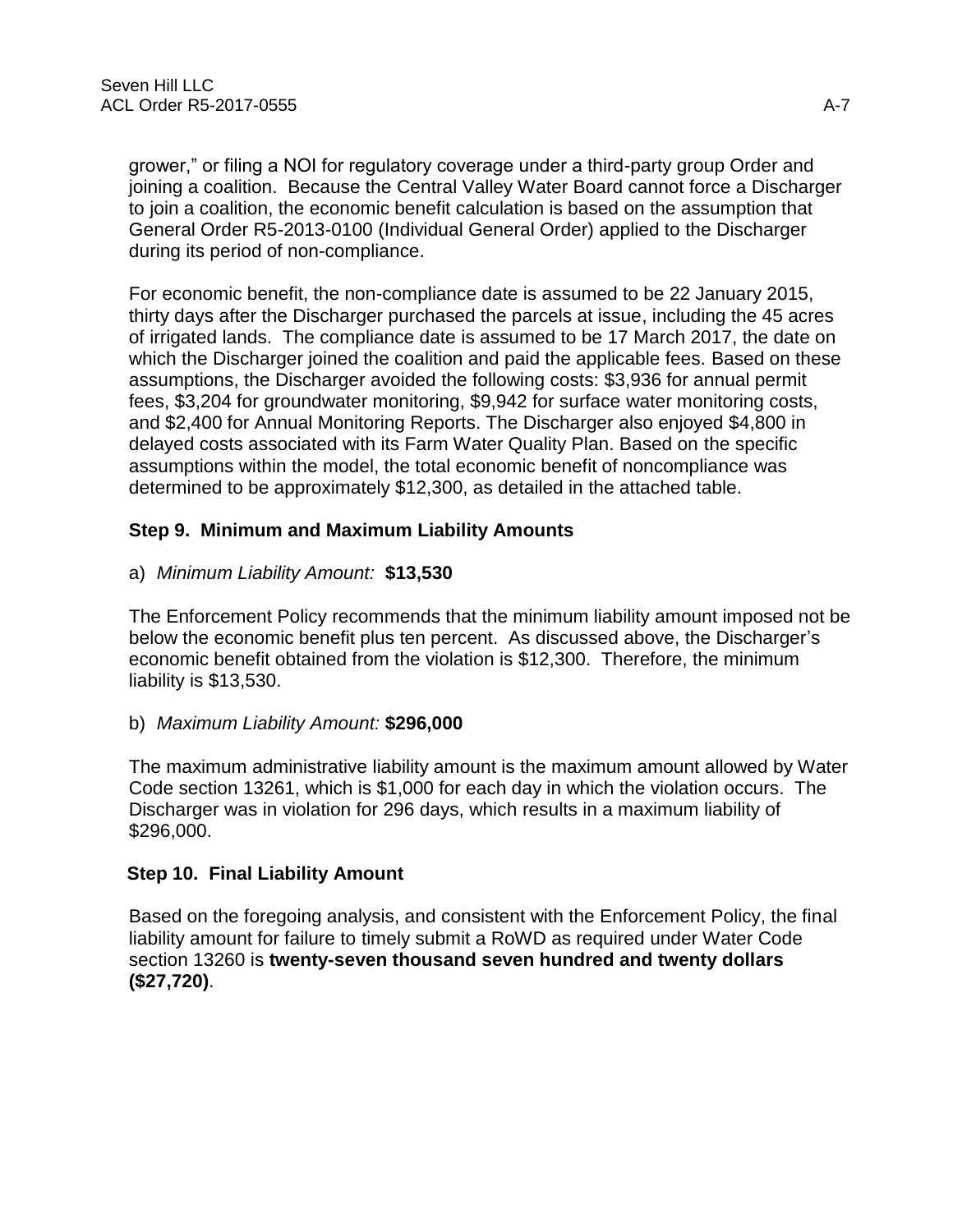grower," or filing a NOI for regulatory coverage under a third-party group Order and joining a coalition. Because the Central Valley Water Board cannot force a Discharger to join a coalition, the economic benefit calculation is based on the assumption that General Order R5-2013-0100 (Individual General Order) applied to the Discharger during its period of non-compliance.

For economic benefit, the non-compliance date is assumed to be 22 January 2015, thirty days after the Discharger purchased the parcels at issue, including the 45 acres of irrigated lands. The compliance date is assumed to be 17 March 2017, the date on which the Discharger joined the coalition and paid the applicable fees. Based on these assumptions, the Discharger avoided the following costs: $3,936 for annual permit fees, $3,204 for groundwater monitoring, $9,942 for surface water monitoring costs, and $2,400 for Annual Monitoring Reports. The Discharger also enjoyed $4,800 in delayed costs associated with its Farm Water Quality Plan. Based on the specific assumptions within the model, the total economic benefit of noncompliance was determined to be approximately $12,300, as detailed in the attached table.

### Step 9. Minimum and Maximum Liability Amounts

a) *Minimum Liability Amount:* **$13,530**

The Enforcement Policy recommends that the minimum liability amount imposed not be below the economic benefit plus ten percent. As discussed above, the Discharger's economic benefit obtained from the violation is $12,300. Therefore, the minimum liability is $13,530.

b) *Maximum Liability Amount:* **$296,000**

The maximum administrative liability amount is the maximum amount allowed by Water Code section 13261, which is $1,000 for each day in which the violation occurs. The Discharger was in violation for 296 days, which results in a maximum liability of $296,000.

### Step 10. Final Liability Amount

Based on the foregoing analysis, and consistent with the Enforcement Policy, the final liability amount for failure to timely submit a RoWD as required under Water Code section 13260 is **twenty-seven thousand seven hundred and twenty dollars ($27,720)**.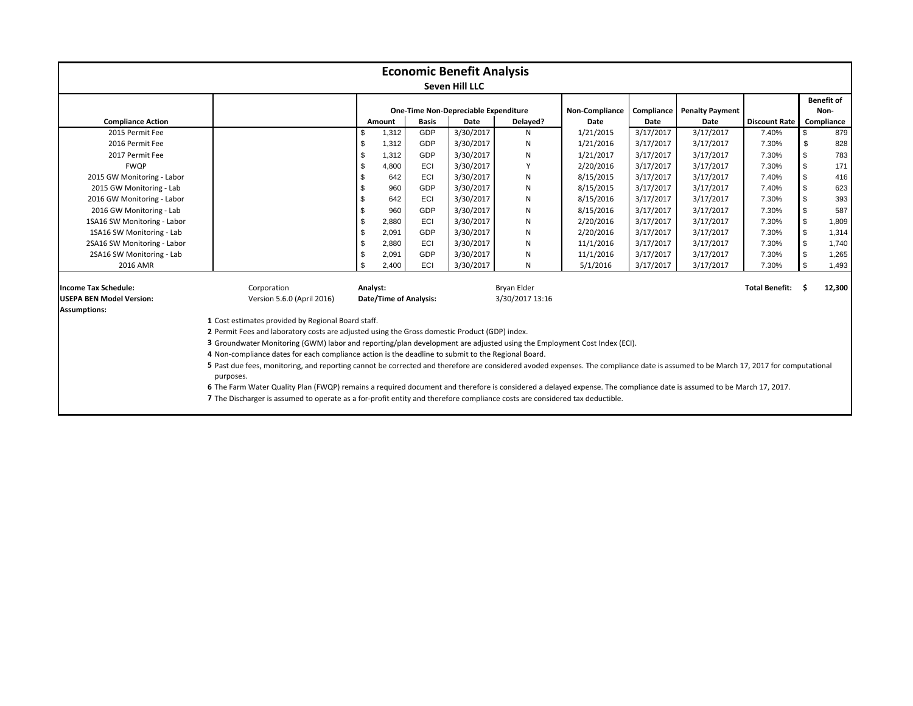# Economic Benefit Analysis

## Seven Hill LLC

| Compliance Action | | One-Time Non-Depreciable Expenditure | | | | Non-Compliance | Compliance | Penalty Payment | | Benefit of Non- |
|---|---|---|---|---|---|---|---|---|---|---|
| | Amount | Basis | Date | Delayed? | | Date | Date | Date | Discount Rate | Compliance |
| 2015 Permit Fee | | $ 1,312 | GDP | 3/30/2017 | N | 1/21/2015 | 3/17/2017 | 3/17/2017 | 7.40% | $ 879 |
| 2016 Permit Fee | | $ 1,312 | GDP | 3/30/2017 | N | 1/21/2016 | 3/17/2017 | 3/17/2017 | 7.30% | $ 828 |
| 2017 Permit Fee | | $ 1,312 | GDP | 3/30/2017 | N | 1/21/2017 | 3/17/2017 | 3/17/2017 | 7.30% | $ 783 |
| FWQP | | $ 4,800 | ECI | 3/30/2017 | Y | 2/20/2016 | 3/17/2017 | 3/17/2017 | 7.30% | $ 171 |
| 2015 GW Monitoring - Labor | | $ 642 | ECI | 3/30/2017 | N | 8/15/2015 | 3/17/2017 | 3/17/2017 | 7.40% | $ 416 |
| 2015 GW Monitoring - Lab | | $ 960 | GDP | 3/30/2017 | N | 8/15/2015 | 3/17/2017 | 3/17/2017 | 7.40% | $ 623 |
| 2016 GW Monitoring - Labor | | $ 642 | ECI | 3/30/2017 | N | 8/15/2016 | 3/17/2017 | 3/17/2017 | 7.30% | $ 393 |
| 2016 GW Monitoring - Lab | | $ 960 | GDP | 3/30/2017 | N | 8/15/2016 | 3/17/2017 | 3/17/2017 | 7.30% | $ 587 |
| 1SA16 SW Monitoring - Labor | | $ 2,880 | ECI | 3/30/2017 | N | 2/20/2016 | 3/17/2017 | 3/17/2017 | 7.30% | $ 1,809 |
| 1SA16 SW Monitoring - Lab | | $ 2,091 | GDP | 3/30/2017 | N | 2/20/2016 | 3/17/2017 | 3/17/2017 | 7.30% | $ 1,314 |
| 2SA16 SW Monitoring - Labor | | $ 2,880 | ECI | 3/30/2017 | N | 11/1/2016 | 3/17/2017 | 3/17/2017 | 7.30% | $ 1,740 |
| 2SA16 SW Monitoring - Lab | | $ 2,091 | GDP | 3/30/2017 | N | 11/1/2016 | 3/17/2017 | 3/17/2017 | 7.30% | $ 1,265 |
| 2016 AMR | | $ 2,400 | ECI | 3/30/2017 | N | 5/1/2016 | 3/17/2017 | 3/17/2017 | 7.30% | $ 1,493 |

**Income Tax Schedule:** Corporation
**Analyst:** Bryan Elder
**Total Benefit:** **$ 12,300**

**USEPA BEN Model Version:** Version 5.6.0 (April 2016)
**Date/Time of Analysis:** 3/30/2017 13:16

**Assumptions:**

**1** Cost estimates provided by Regional Board staff.

**2** Permit Fees and laboratory costs are adjusted using the Gross domestic Product (GDP) index.

**3** Groundwater Monitoring (GWM) labor and reporting/plan development are adjusted using the Employment Cost Index (ECI).

**4** Non-compliance dates for each compliance action is the deadline to submit to the Regional Board.

**5** Past due fees, monitoring, and reporting cannot be corrected and therefore are considered avoded expenses. The compliance date is assumed to be March 17, 2017 for computational purposes.

**6** The Farm Water Quality Plan (FWQP) remains a required document and therefore is considered a delayed expense. The compliance date is assumed to be March 17, 2017.

**7** The Discharger is assumed to operate as a for-profit entity and therefore compliance costs are considered tax deductible.